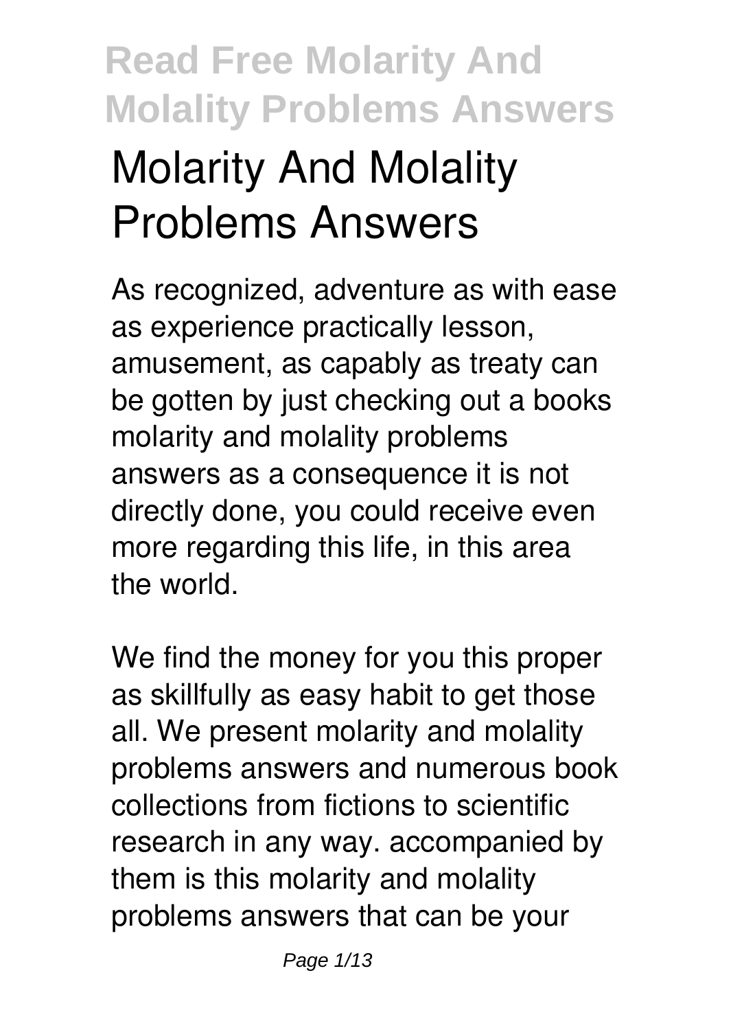# Molarity And Molality Problems Answers

As recognized, adventure as with ease as experience practically lesson, amusement, as capably as treaty can be gotten by just checking out a books **molarity and molality problems answers** as a consequence it is not directly done, you could receive even more regarding this life, in this area the world.

We find the money for you this proper as skillfully as easy habit to get those all. We present molarity and molality problems answers and numerous book collections from fictions to scientific research in any way. accompanied by them is this molarity and molality problems answers that can be your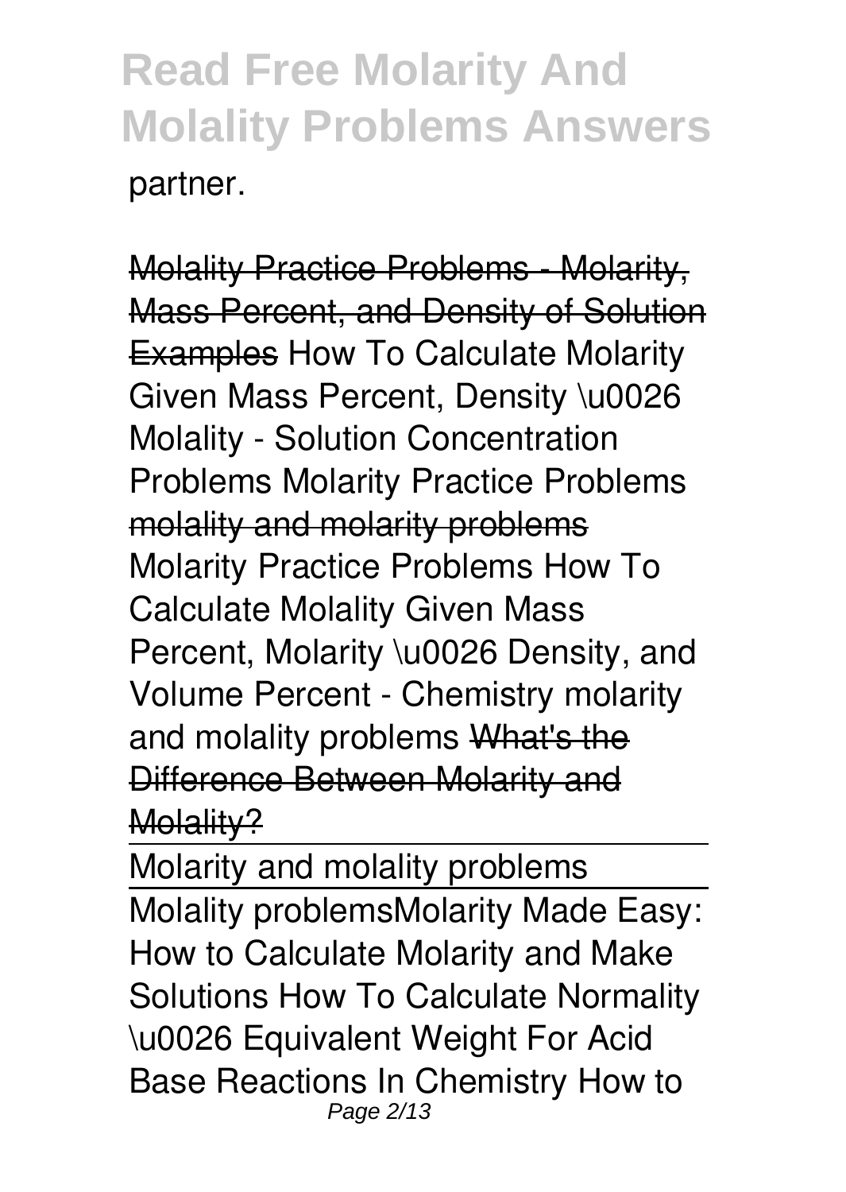partner.

~~Molality Practice Problems - Molarity, Mass Percent, and Density of Solution Examples~~ How To Calculate Molarity Given Mass Percent, Density \u0026 Molality - Solution Concentration Problems Molarity Practice Problems ~~molality and molarity problems~~ Molarity Practice Problems How To Calculate Molality Given Mass Percent, Molarity \u0026 Density, and Volume Percent - Chemistry molarity and molality problems ~~What's the Difference Between Molarity and Molality?~~

Molarity and molality problems

Molality problemsMolarity Made Easy: How to Calculate Molarity and Make Solutions How To Calculate Normality \u0026 Equivalent Weight For Acid Base Reactions In Chemistry How to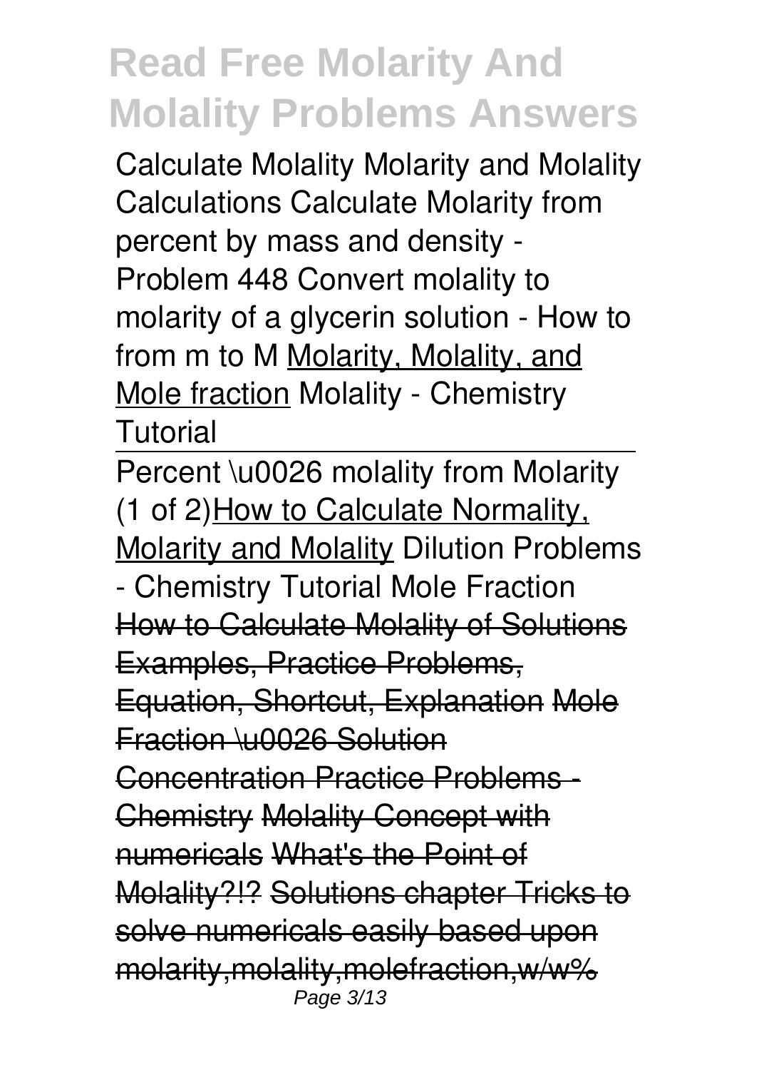Calculate Molality Molarity and Molality Calculations Calculate Molarity from percent by mass and density - Problem 448 Convert molality to molarity of a glycerin solution - How to from m to M Molarity, Molality, and Mole fraction Molality - Chemistry Tutorial

Percent \u0026 molality from Molarity (1 of 2)How to Calculate Normality, Molarity and Molality Dilution Problems - Chemistry Tutorial Mole Fraction How to Calculate Molality of Solutions Examples, Practice Problems, Equation, Shortcut, Explanation Mole Fraction \u0026 Solution Concentration Practice Problems - Chemistry Molality Concept with numericals What's the Point of Molality?!? Solutions chapter Tricks to solve numericals easily based upon molarity,molality,molefraction,w/w%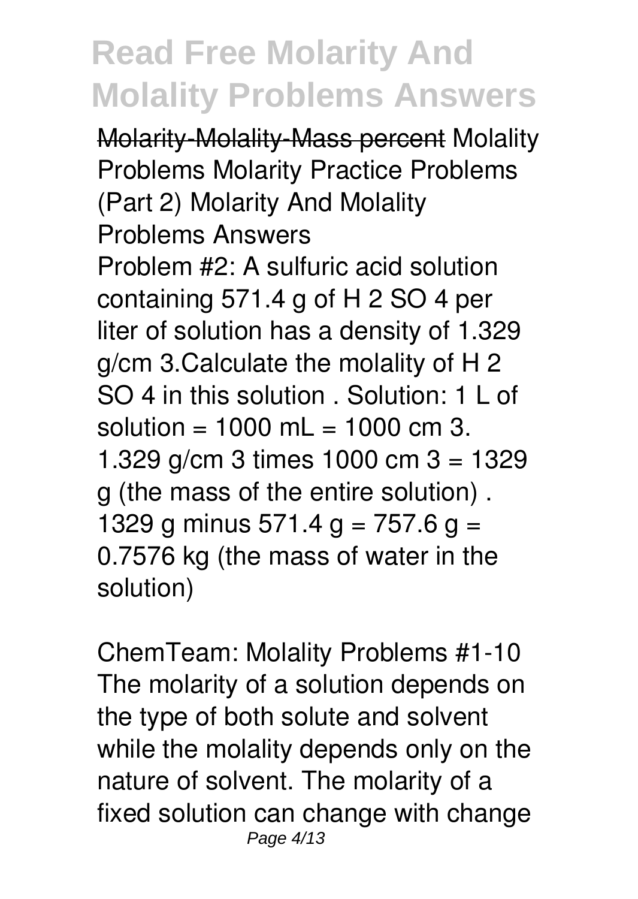Molarity-Molality-Mass percent Molality Problems Molarity Practice Problems (Part 2) Molarity And Molality Problems Answers

Problem #2: A sulfuric acid solution containing 571.4 g of $H_2SO_4$ per liter of solution has a density of 1.329 $g/cm^3$.Calculate the molality of $H_2SO_4$ in this solution . Solution: 1 L of solution = 1000 mL = 1000 $cm^3$. 1.329 $g/cm^3$ times 1000 $cm^3$ = 1329 g (the mass of the entire solution) . 1329 g minus 571.4 g = 757.6 g = 0.7576 kg (the mass of water in the solution)

ChemTeam: Molality Problems #1-10

The molarity of a solution depends on the type of both solute and solvent while the molality depends only on the nature of solvent. The molarity of a fixed solution can change with change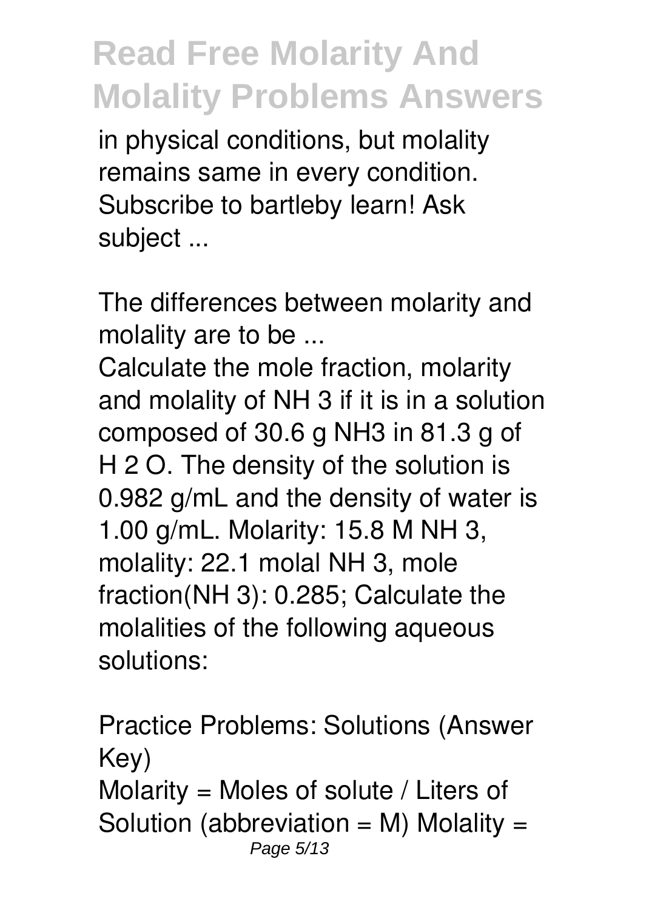in physical conditions, but molality remains same in every condition. Subscribe to bartleby learn! Ask subject ...

## The differences between molarity and molality are to be ...

Calculate the mole fraction, molarity and molality of $NH_3$ if it is in a solution composed of 30.6 g $NH_3$ in 81.3 g of $H_2O$. The density of the solution is 0.982 g/mL and the density of water is 1.00 g/mL. Molarity: 15.8 M $NH_3$, molality: 22.1 molal $NH_3$, mole fraction($NH_3$): 0.285; Calculate the molalities of the following aqueous solutions:

## Practice Problems: Solutions (Answer Key)

Molarity = Moles of solute / Liters of Solution (abbreviation = M) Molality =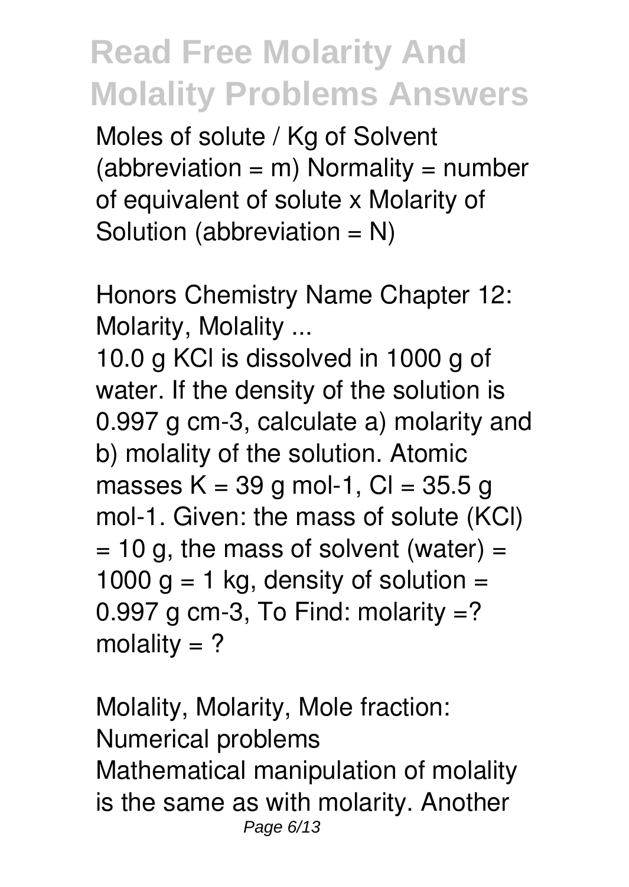Moles of solute / Kg of Solvent (abbreviation = m) Normality = number of equivalent of solute x Molarity of Solution (abbreviation = N)

**Honors Chemistry Name Chapter 12: Molarity, Molality ...**

10.0 g KCl is dissolved in 1000 g of water. If the density of the solution is 0.997 g $cm^{-3}$, calculate a) molarity and b) molality of the solution. Atomic masses K = 39 g $mol^{-1}$, Cl = 35.5 g $mol^{-1}$. Given: the mass of solute (KCl) = 10 g, the mass of solvent (water) = 1000 g = 1 kg, density of solution = 0.997 g $cm^{-3}$, To Find: molarity =? molality = ?

**Molality, Molarity, Mole fraction: Numerical problems**

Mathematical manipulation of molality is the same as with molarity. Another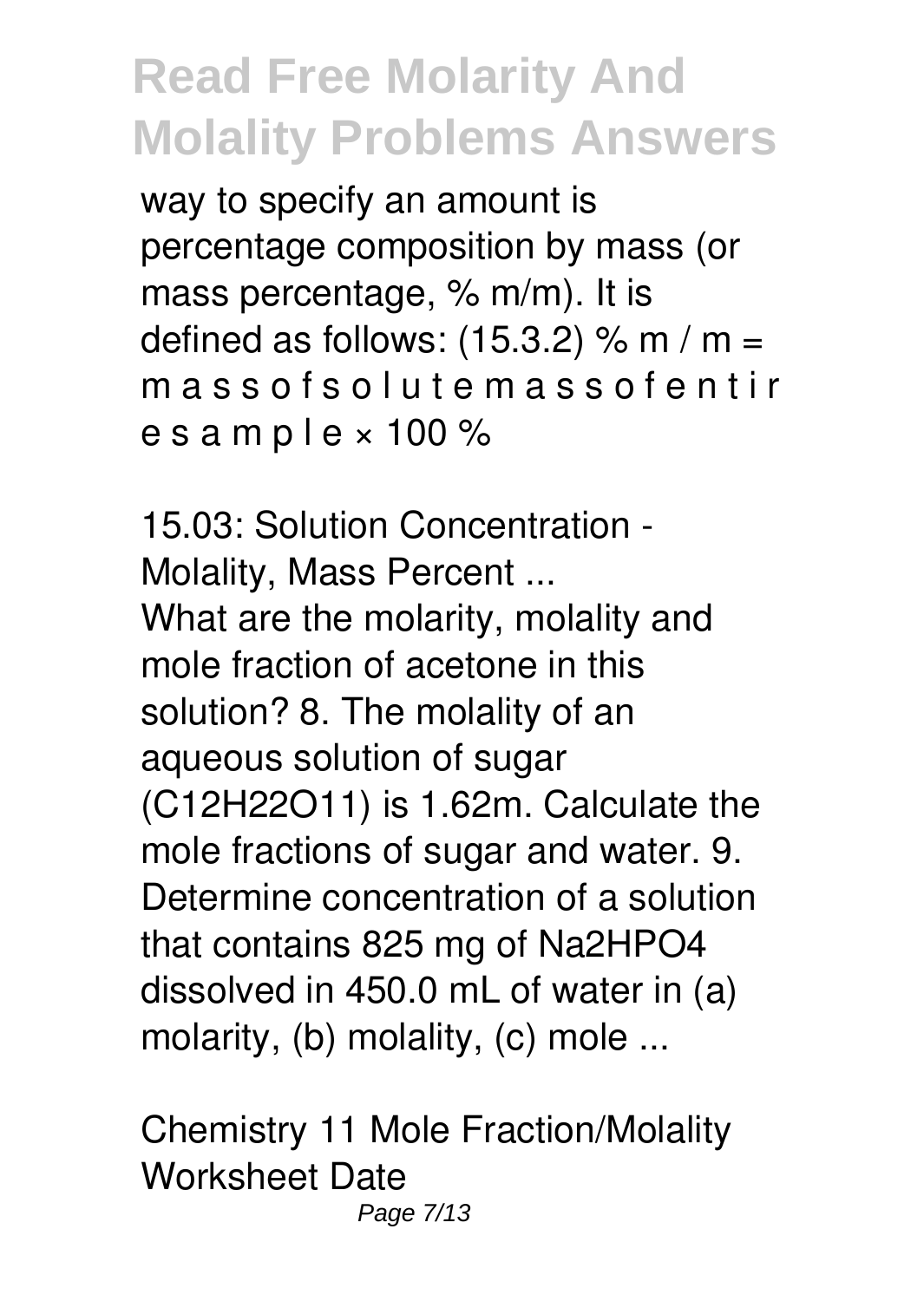way to specify an amount is percentage composition by mass (or mass percentage, % m/m). It is defined as follows: (15.3.2) % m / m = m a s s o f s o l u t e m a s s o f e n t i r e s a m p l e × 100 %

*15.03: Solution Concentration - Molality, Mass Percent ...*

What are the molarity, molality and mole fraction of acetone in this solution? 8. The molality of an aqueous solution of sugar ($C_{12}H_{22}O_{11}$) is 1.62m. Calculate the mole fractions of sugar and water. 9. Determine concentration of a solution that contains 825 mg of $Na_2HPO_4$ dissolved in 450.0 mL of water in (a) molarity, (b) molality, (c) mole ...

*Chemistry 11 Mole Fraction/Molality Worksheet Date*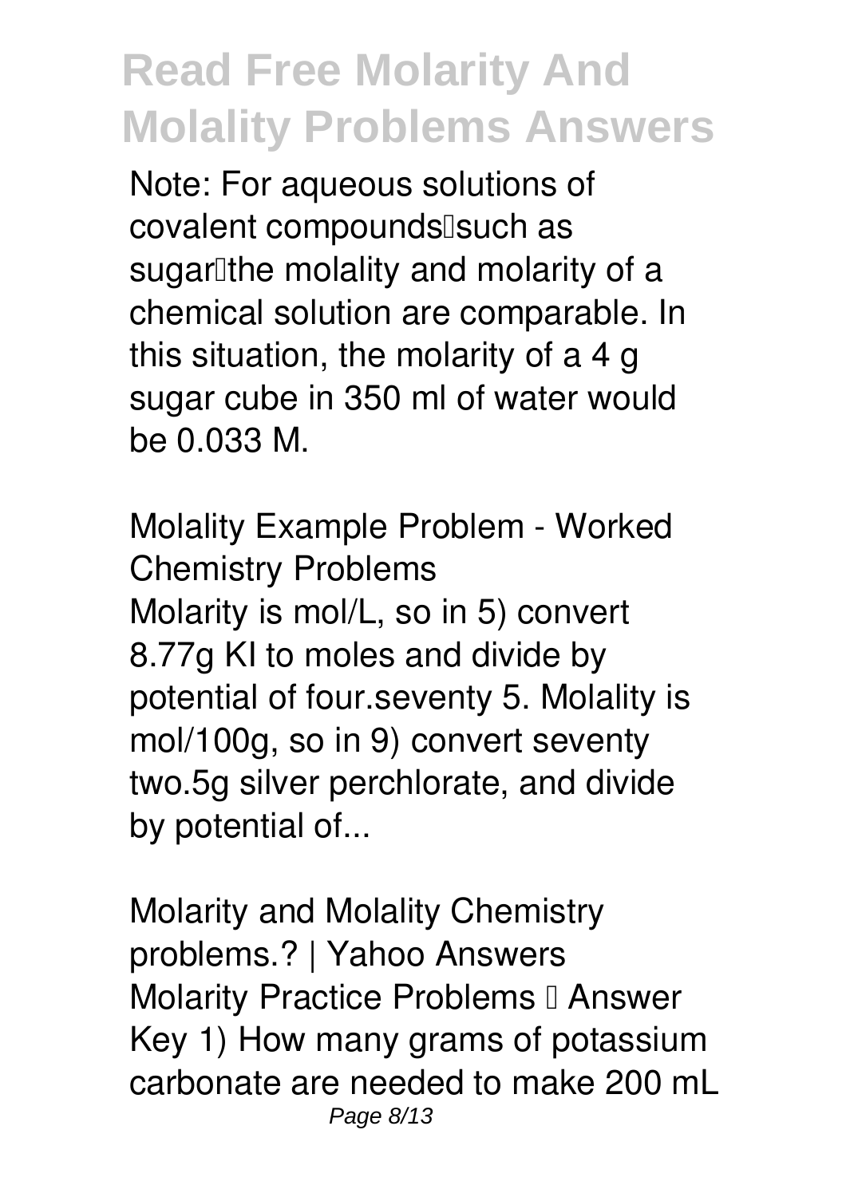Note: For aqueous solutions of covalent compounds—such as sugar—the molality and molarity of a chemical solution are comparable. In this situation, the molarity of a 4 g sugar cube in 350 ml of water would be 0.033 M.

**Molality Example Problem - Worked Chemistry Problems**

Molarity is mol/L, so in 5) convert 8.77g KI to moles and divide by potential of four.seventy 5. Molality is mol/100g, so in 9) convert seventy two.5g silver perchlorate, and divide by potential of...

**Molarity and Molality Chemistry problems.? | Yahoo Answers**

Molarity Practice Problems – Answer Key 1) How many grams of potassium carbonate are needed to make 200 mL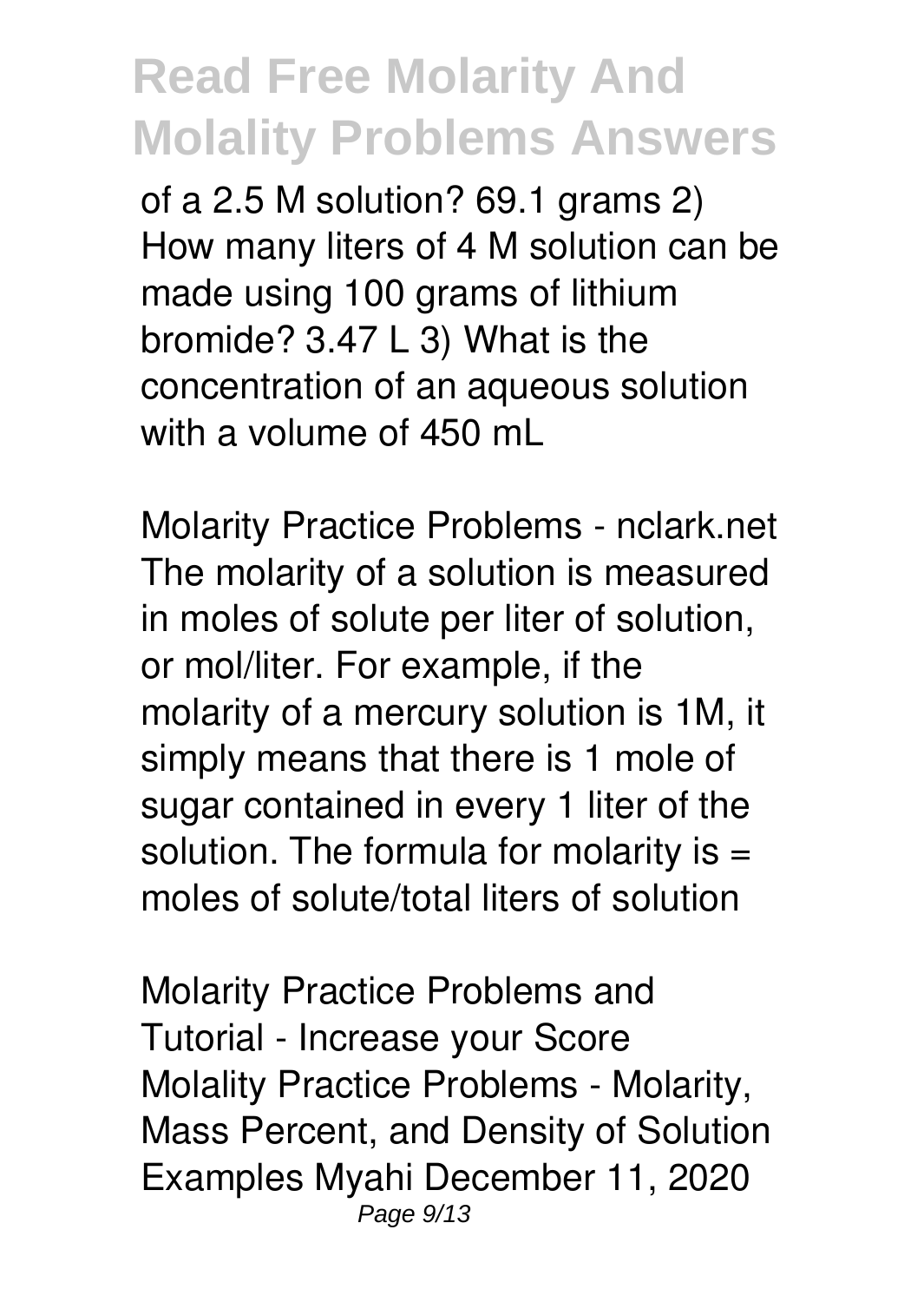of a 2.5 M solution? 69.1 grams 2) How many liters of 4 M solution can be made using 100 grams of lithium bromide? 3.47 L 3) What is the concentration of an aqueous solution with a volume of 450 mL

Molarity Practice Problems - nclark.net
The molarity of a solution is measured in moles of solute per liter of solution, or mol/liter. For example, if the molarity of a mercury solution is 1M, it simply means that there is 1 mole of sugar contained in every 1 liter of the solution. The formula for molarity is = moles of solute/total liters of solution

Molarity Practice Problems and Tutorial - Increase your Score
Molality Practice Problems - Molarity, Mass Percent, and Density of Solution Examples Myahi December 11, 2020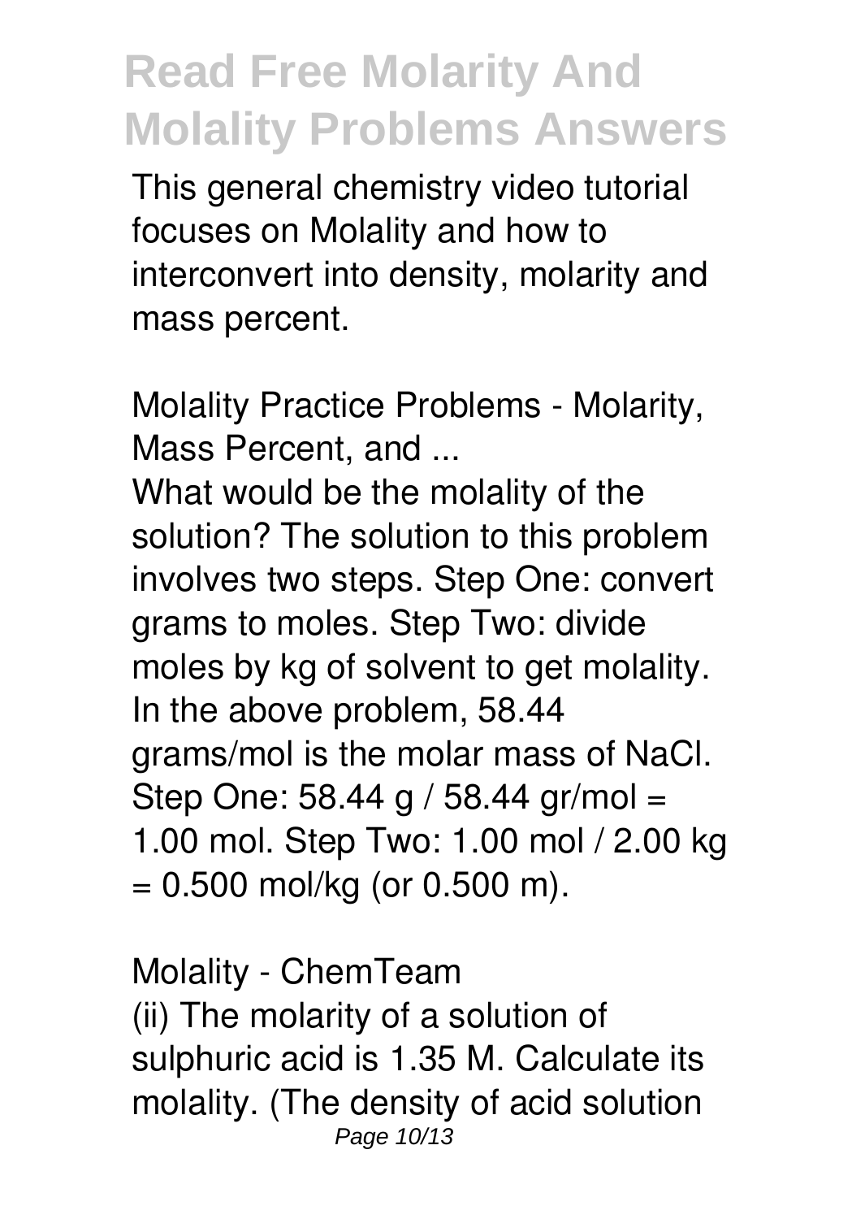This general chemistry video tutorial focuses on Molality and how to interconvert into density, molarity and mass percent.

Molality Practice Problems - Molarity, Mass Percent, and ...

What would be the molality of the solution? The solution to this problem involves two steps. Step One: convert grams to moles. Step Two: divide moles by kg of solvent to get molality. In the above problem, 58.44 grams/mol is the molar mass of NaCl. Step One: 58.44 g / 58.44 gr/mol = 1.00 mol. Step Two: 1.00 mol / 2.00 kg = 0.500 mol/kg (or 0.500 m).

Molality - ChemTeam

(ii) The molarity of a solution of sulphuric acid is 1.35 M. Calculate its molality. (The density of acid solution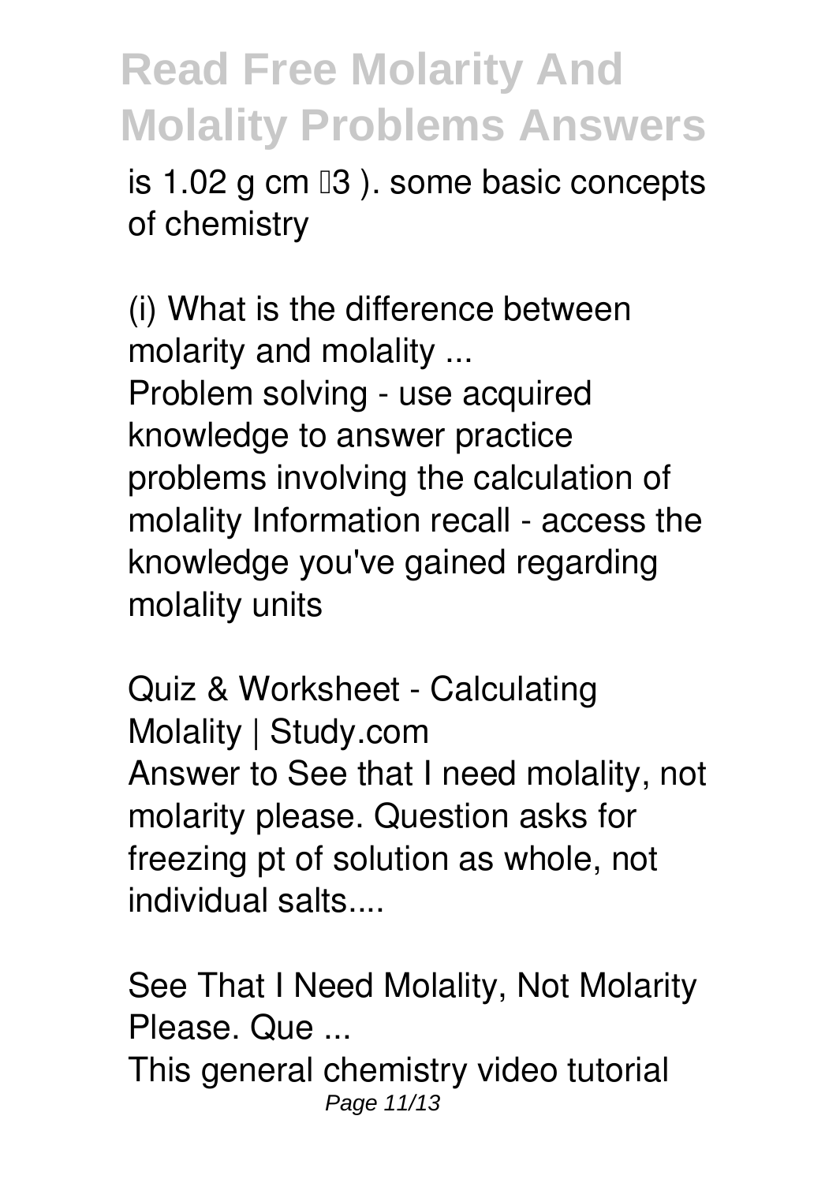is 1.02 g cm $^{-3}$ ). some basic concepts of chemistry

*(i) What is the difference between molarity and molality ...*

Problem solving - use acquired knowledge to answer practice problems involving the calculation of molality Information recall - access the knowledge you've gained regarding molality units

*Quiz & Worksheet - Calculating Molality | Study.com*

Answer to See that I need molality, not molarity please. Question asks for freezing pt of solution as whole, not individual salts....

*See That I Need Molality, Not Molarity Please. Que ...*

This general chemistry video tutorial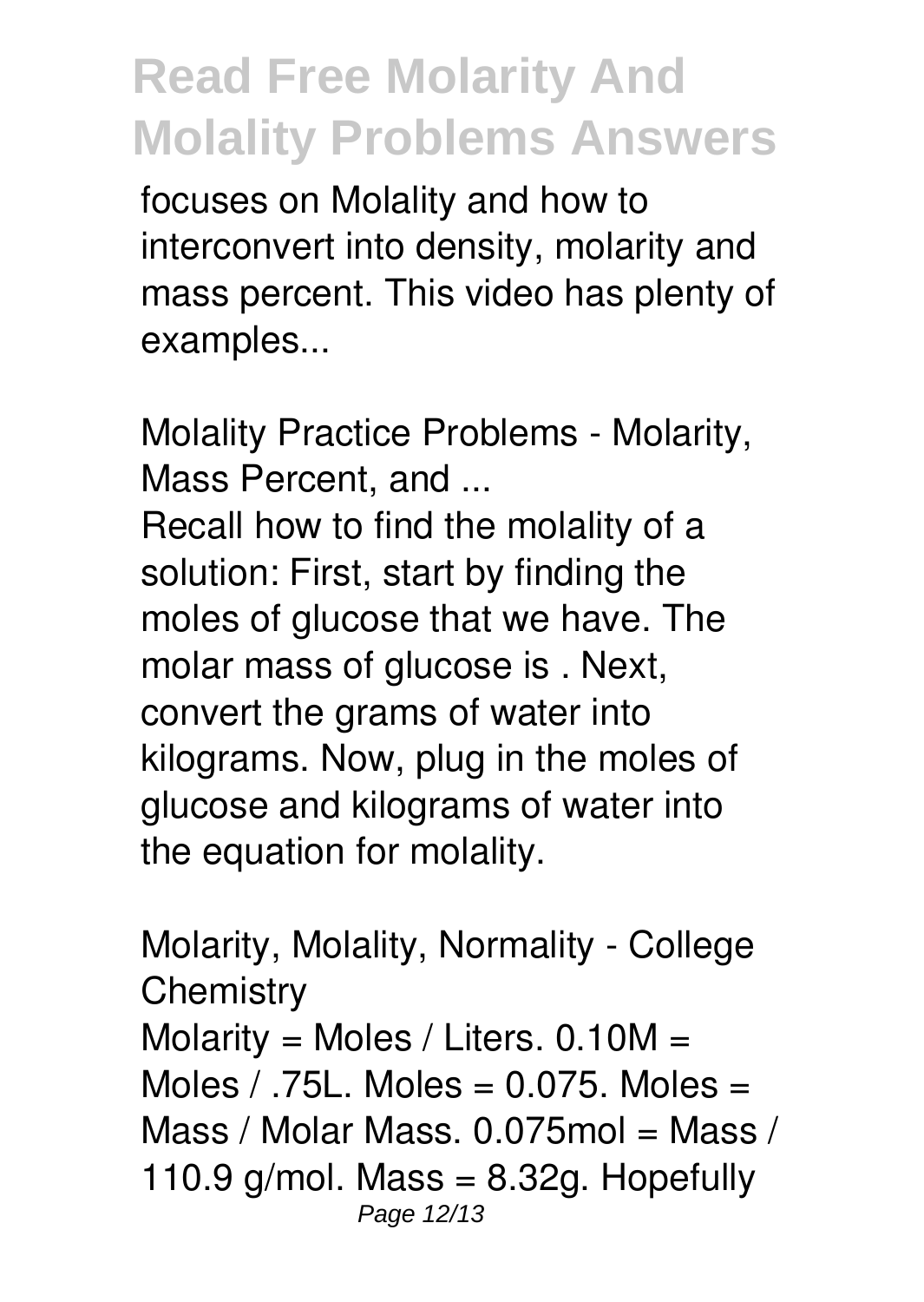focuses on Molality and how to interconvert into density, molarity and mass percent. This video has plenty of examples...

**Molality Practice Problems - Molarity, Mass Percent, and ...**

Recall how to find the molality of a solution: First, start by finding the moles of glucose that we have. The molar mass of glucose is . Next, convert the grams of water into kilograms. Now, plug in the moles of glucose and kilograms of water into the equation for molality.

**Molarity, Molality, Normality - College Chemistry**

Molarity = Moles / Liters. 0.10M = Moles / .75L. Moles = 0.075. Moles = Mass / Molar Mass. 0.075mol = Mass / 110.9 g/mol. Mass = 8.32g. Hopefully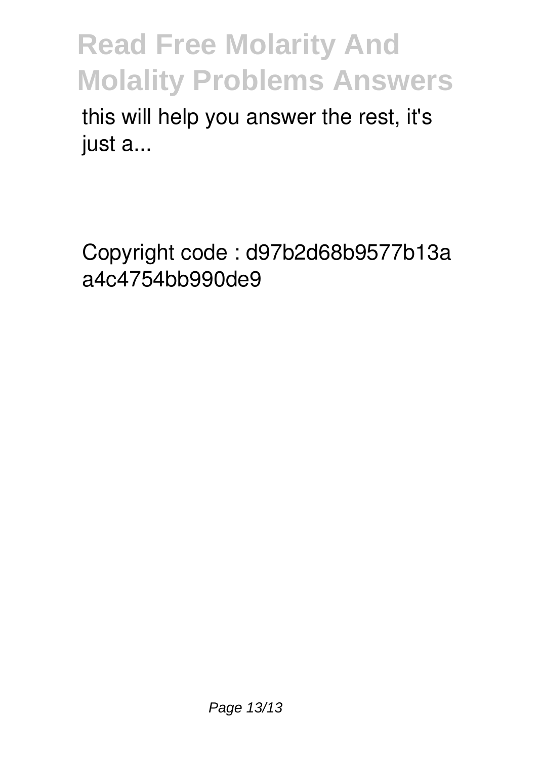this will help you answer the rest, it's just a...

Copyright code : d97b2d68b9577b13aa4c4754bb990de9